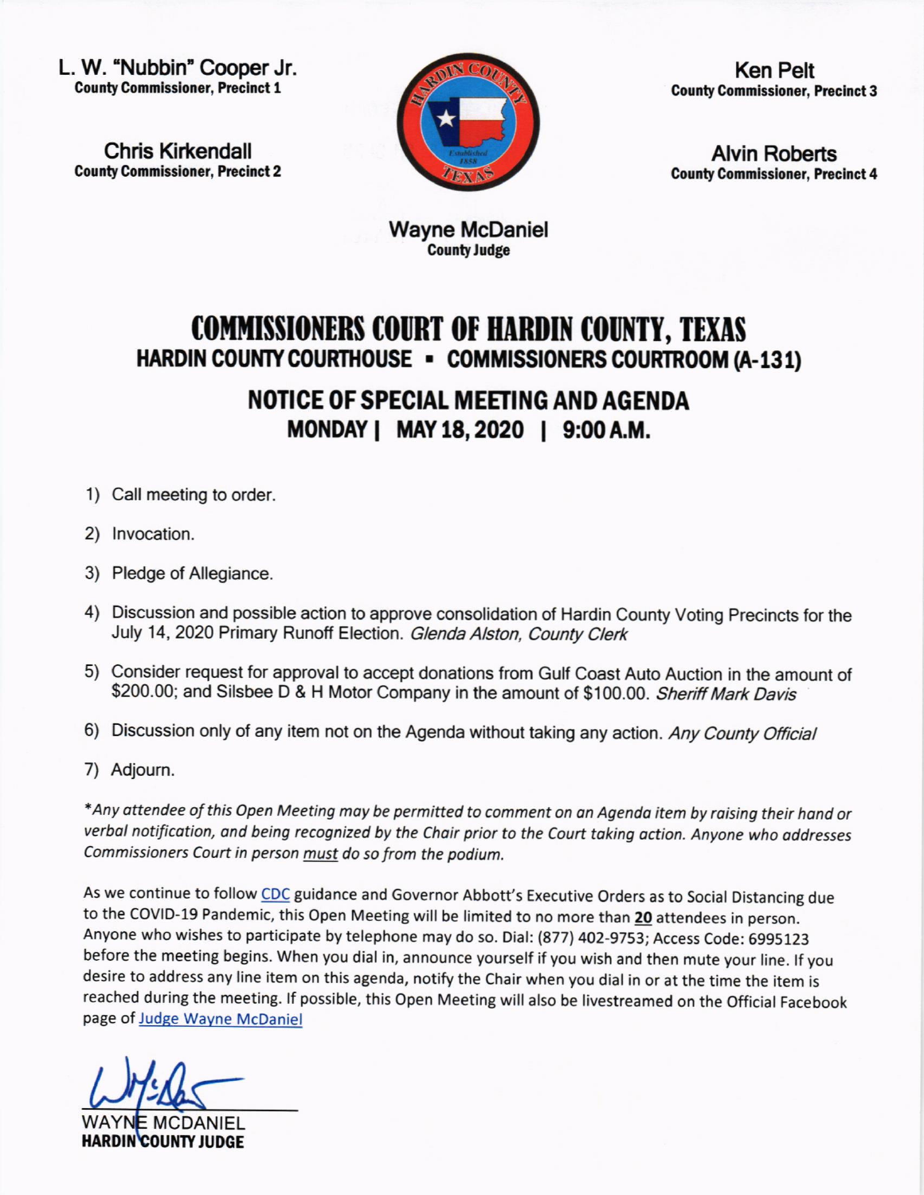**L. W. "Nubbin" Cooper Jr.**
**County Commissioner, Precinct 1**

**Chris Kirkendall**
**County Commissioner, Precinct 2**

**Ken Pelt**
**County Commissioner, Precinct 3**

**Alvin Roberts**
**County Commissioner, Precinct 4**

**Wayne McDaniel**
**County Judge**

# COMMISSIONERS COURT OF HARDIN COUNTY, TEXAS

## HARDIN COUNTY COURTHOUSE ▪ COMMISSIONERS COURTROOM (A-131)

## NOTICE OF SPECIAL MEETING AND AGENDA

## MONDAY | MAY 18, 2020 | 9:00 A.M.

1) Call meeting to order.
2) Invocation.
3) Pledge of Allegiance.
4) Discussion and possible action to approve consolidation of Hardin County Voting Precincts for the July 14, 2020 Primary Runoff Election. *Glenda Alston, County Clerk*
5) Consider request for approval to accept donations from Gulf Coast Auto Auction in the amount of $200.00; and Silsbee D & H Motor Company in the amount of $100.00. *Sheriff Mark Davis*
6) Discussion only of any item not on the Agenda without taking any action. *Any County Official*
7) Adjourn.

*\*Any attendee of this Open Meeting may be permitted to comment on an Agenda item by raising their hand or verbal notification, and being recognized by the Chair prior to the Court taking action. Anyone who addresses Commissioners Court in person must do so from the podium.*

As we continue to follow CDC guidance and Governor Abbott's Executive Orders as to Social Distancing due to the COVID-19 Pandemic, this Open Meeting will be limited to no more than **20** attendees in person. Anyone who wishes to participate by telephone may do so. Dial: (877) 402-9753; Access Code: 6995123 before the meeting begins. When you dial in, announce yourself if you wish and then mute your line. If you desire to address any line item on this agenda, notify the Chair when you dial in or at the time the item is reached during the meeting. If possible, this Open Meeting will also be livestreamed on the Official Facebook page of Judge Wayne McDaniel

WAYNE MCDANIEL
**HARDIN COUNTY JUDGE**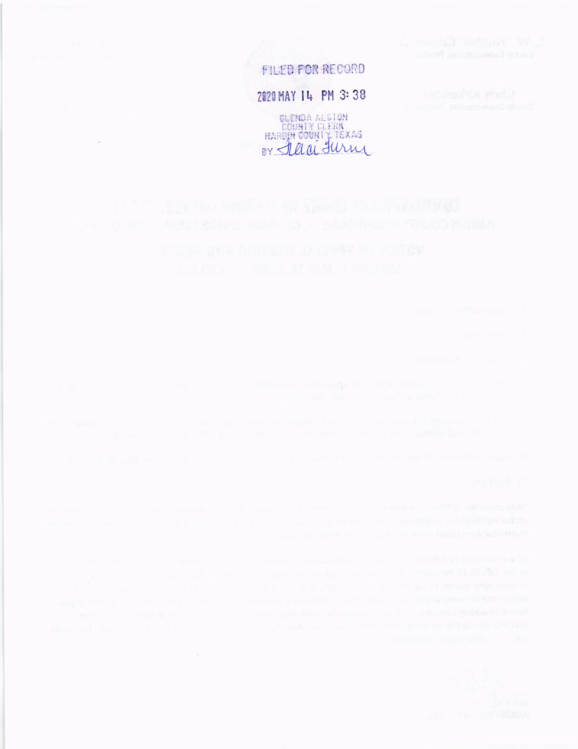FILED FOR RECORD

2020 MAY 14 PM 3:38

GLENDA ALSTON
COUNTY CLERK
HARDIN COUNTY, TEXAS
BY Traci Turner